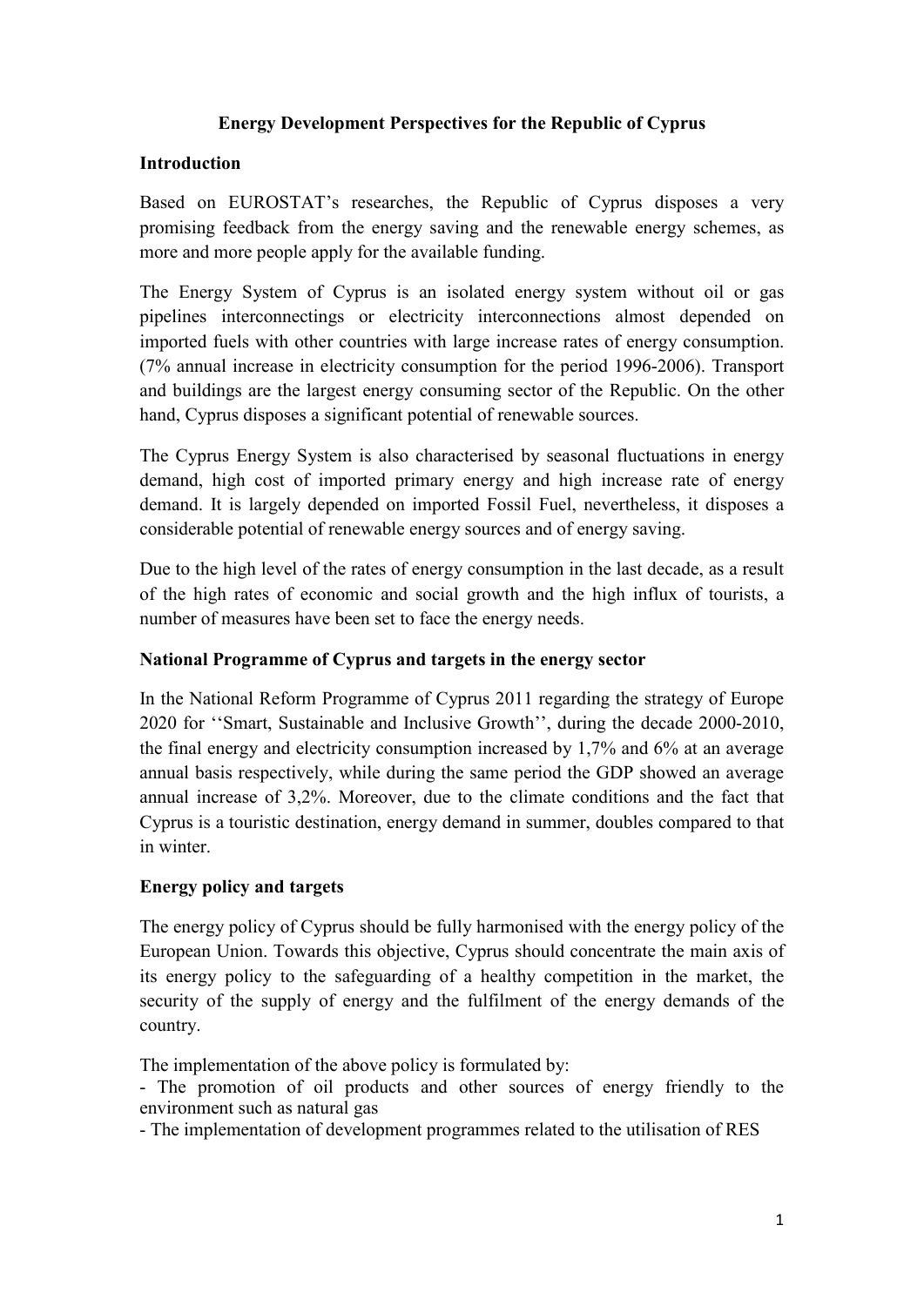# Energy Development Perspectives for the Republic of Cyprus

## Introduction

Based on EUROSTAT's researches, the Republic of Cyprus disposes a very promising feedback from the energy saving and the renewable energy schemes, as more and more people apply for the available funding.

The Energy System of Cyprus is an isolated energy system without oil or gas pipelines interconnectings or electricity interconnections almost depended on imported fuels with other countries with large increase rates of energy consumption. (7% annual increase in electricity consumption for the period 1996-2006). Transport and buildings are the largest energy consuming sector of the Republic. On the other hand, Cyprus disposes a significant potential of renewable sources.

The Cyprus Energy System is also characterised by seasonal fluctuations in energy demand, high cost of imported primary energy and high increase rate of energy demand. It is largely depended on imported Fossil Fuel, nevertheless, it disposes a considerable potential of renewable energy sources and of energy saving.

Due to the high level of the rates of energy consumption in the last decade, as a result of the high rates of economic and social growth and the high influx of tourists, a number of measures have been set to face the energy needs.

## National Programme of Cyprus and targets in the energy sector

In the National Reform Programme of Cyprus 2011 regarding the strategy of Europe 2020 for ''Smart, Sustainable and Inclusive Growth'', during the decade 2000-2010, the final energy and electricity consumption increased by 1,7% and 6% at an average annual basis respectively, while during the same period the GDP showed an average annual increase of 3,2%. Moreover, due to the climate conditions and the fact that Cyprus is a touristic destination, energy demand in summer, doubles compared to that in winter.

## Energy policy and targets

The energy policy of Cyprus should be fully harmonised with the energy policy of the European Union. Towards this objective, Cyprus should concentrate the main axis of its energy policy to the safeguarding of a healthy competition in the market, the security of the supply of energy and the fulfilment of the energy demands of the country.

The implementation of the above policy is formulated by:

- The promotion of oil products and other sources of energy friendly to the environment such as natural gas
- The implementation of development programmes related to the utilisation of RES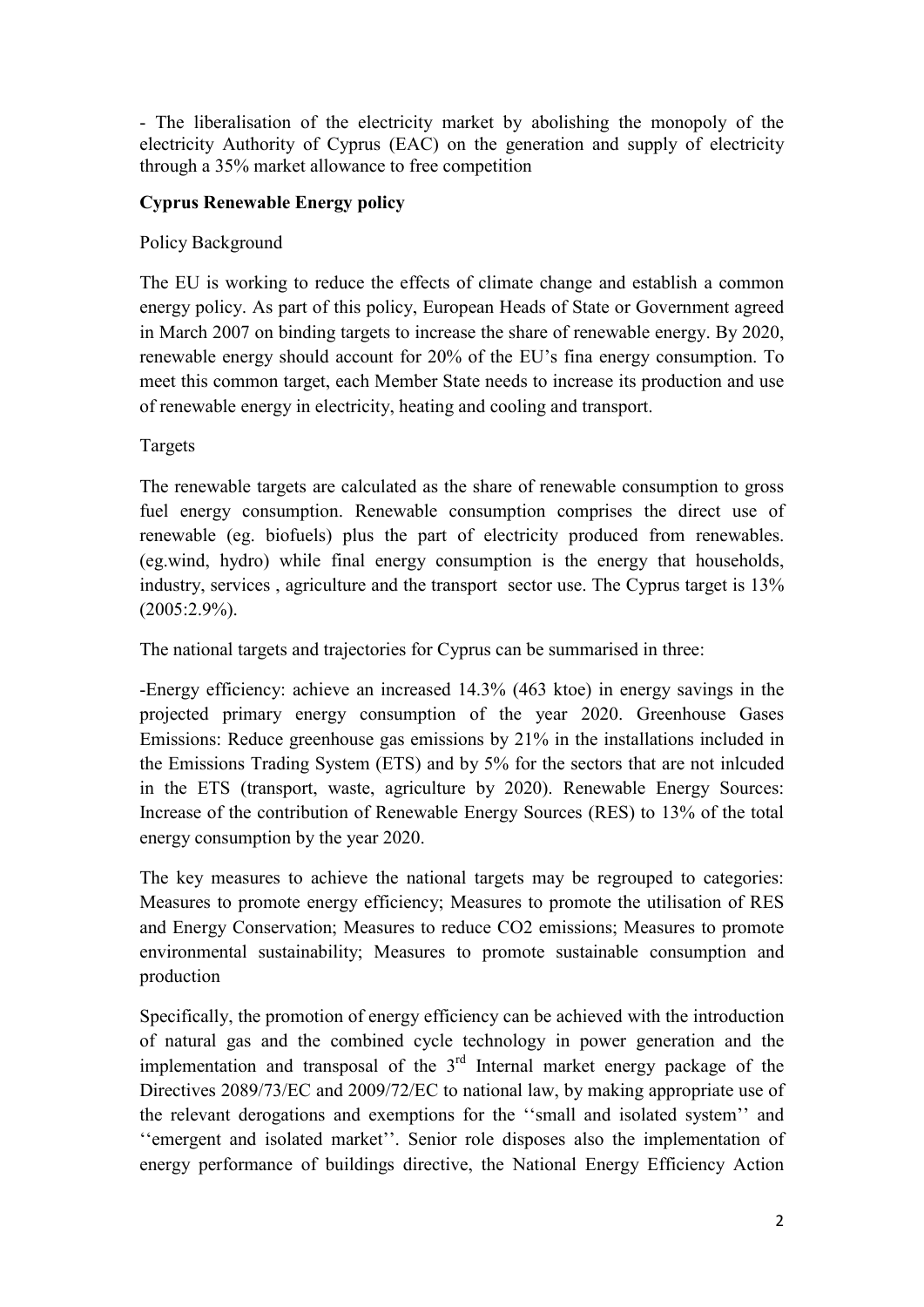- The liberalisation of the electricity market by abolishing the monopoly of the electricity Authority of Cyprus (EAC) on the generation and supply of electricity through a 35% market allowance to free competition

**Cyprus Renewable Energy policy**

Policy Background

The EU is working to reduce the effects of climate change and establish a common energy policy. As part of this policy, European Heads of State or Government agreed in March 2007 on binding targets to increase the share of renewable energy. By 2020, renewable energy should account for 20% of the EU's fina energy consumption. To meet this common target, each Member State needs to increase its production and use of renewable energy in electricity, heating and cooling and transport.

Targets

The renewable targets are calculated as the share of renewable consumption to gross fuel energy consumption. Renewable consumption comprises the direct use of renewable (eg. biofuels) plus the part of electricity produced from renewables. (eg.wind, hydro) while final energy consumption is the energy that households, industry, services , agriculture and the transport sector use. The Cyprus target is 13% (2005:2.9%).

The national targets and trajectories for Cyprus can be summarised in three:

-Energy efficiency: achieve an increased 14.3% (463 ktoe) in energy savings in the projected primary energy consumption of the year 2020. Greenhouse Gases Emissions: Reduce greenhouse gas emissions by 21% in the installations included in the Emissions Trading System (ETS) and by 5% for the sectors that are not inlcuded in the ETS (transport, waste, agriculture by 2020). Renewable Energy Sources: Increase of the contribution of Renewable Energy Sources (RES) to 13% of the total energy consumption by the year 2020.

The key measures to achieve the national targets may be regrouped to categories: Measures to promote energy efficiency; Measures to promote the utilisation of RES and Energy Conservation; Measures to reduce CO2 emissions; Measures to promote environmental sustainability; Measures to promote sustainable consumption and production

Specifically, the promotion of energy efficiency can be achieved with the introduction of natural gas and the combined cycle technology in power generation and the implementation and transposal of the 3rd Internal market energy package of the Directives 2089/73/EC and 2009/72/EC to national law, by making appropriate use of the relevant derogations and exemptions for the ''small and isolated system'' and ''emergent and isolated market''. Senior role disposes also the implementation of energy performance of buildings directive, the National Energy Efficiency Action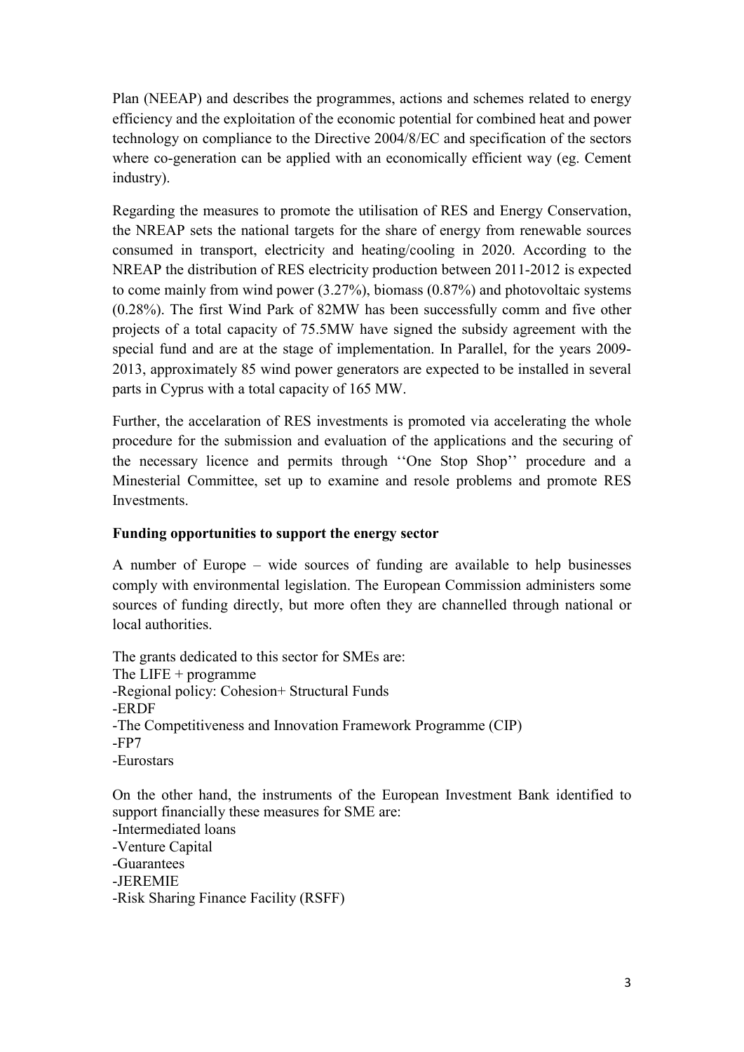Plan (NEEAP) and describes the programmes, actions and schemes related to energy efficiency and the exploitation of the economic potential for combined heat and power technology on compliance to the Directive 2004/8/EC and specification of the sectors where co-generation can be applied with an economically efficient way (eg. Cement industry).

Regarding the measures to promote the utilisation of RES and Energy Conservation, the NREAP sets the national targets for the share of energy from renewable sources consumed in transport, electricity and heating/cooling in 2020. According to the NREAP the distribution of RES electricity production between 2011-2012 is expected to come mainly from wind power (3.27%), biomass (0.87%) and photovoltaic systems (0.28%). The first Wind Park of 82MW has been successfully comm and five other projects of a total capacity of 75.5MW have signed the subsidy agreement with the special fund and are at the stage of implementation. In Parallel, for the years 2009-2013, approximately 85 wind power generators are expected to be installed in several parts in Cyprus with a total capacity of 165 MW.

Further, the accelaration of RES investments is promoted via accelerating the whole procedure for the submission and evaluation of the applications and the securing of the necessary licence and permits through ''One Stop Shop'' procedure and a Minesterial Committee, set up to examine and resole problems and promote RES Investments.

**Funding opportunities to support the energy sector**

A number of Europe – wide sources of funding are available to help businesses comply with environmental legislation. The European Commission administers some sources of funding directly, but more often they are channelled through national or local authorities.

The grants dedicated to this sector for SMEs are:
The LIFE + programme
-Regional policy: Cohesion+ Structural Funds
-ERDF
-The Competitiveness and Innovation Framework Programme (CIP)
-FP7
-Eurostars

On the other hand, the instruments of the European Investment Bank identified to support financially these measures for SME are:
-Intermediated loans
-Venture Capital
-Guarantees
-JEREMIE
-Risk Sharing Finance Facility (RSFF)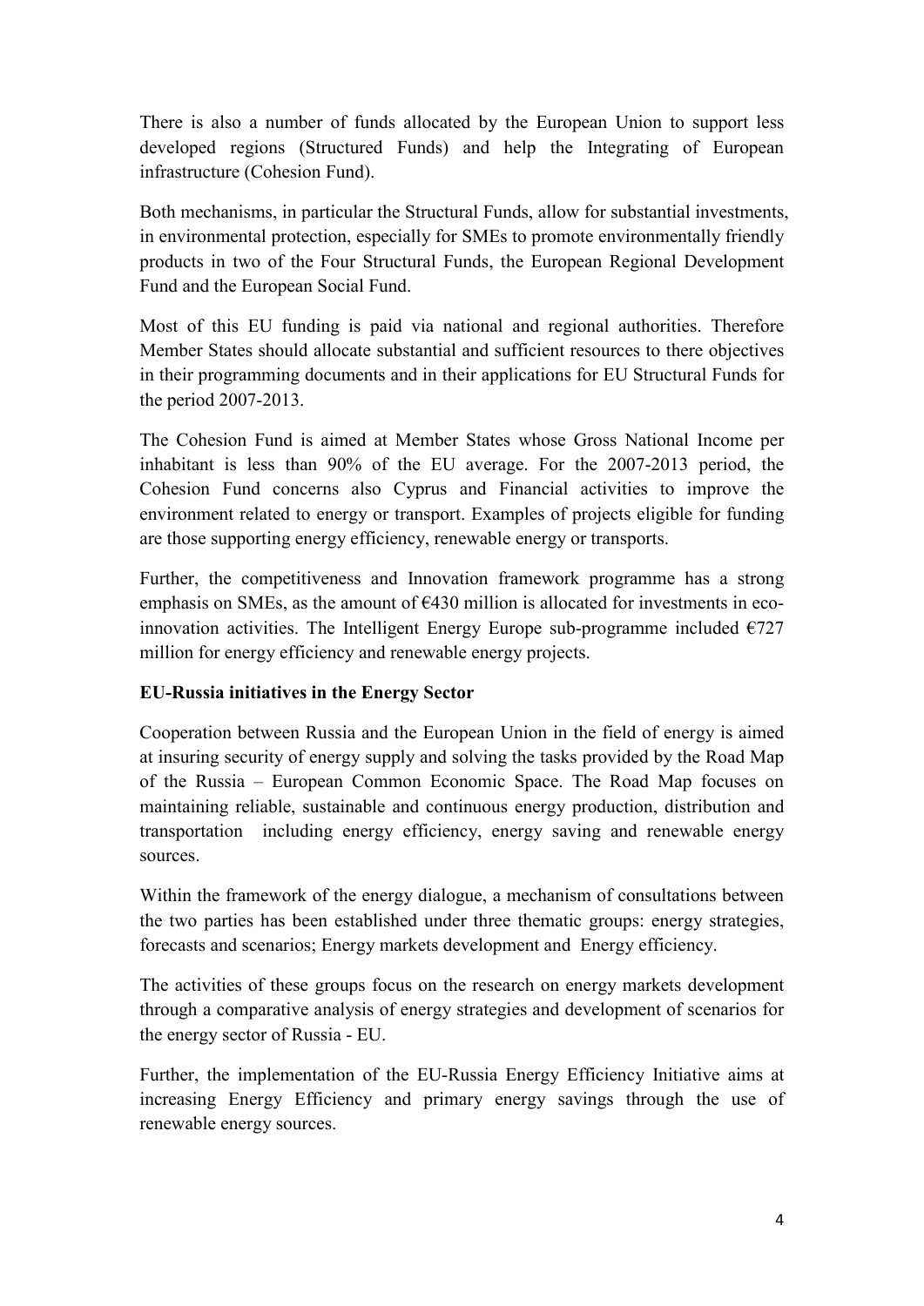There is also a number of funds allocated by the European Union to support less developed regions (Structured Funds) and help the Integrating of European infrastructure (Cohesion Fund).

Both mechanisms, in particular the Structural Funds, allow for substantial investments, in environmental protection, especially for SMEs to promote environmentally friendly products in two of the Four Structural Funds, the European Regional Development Fund and the European Social Fund.

Most of this EU funding is paid via national and regional authorities. Therefore Member States should allocate substantial and sufficient resources to there objectives in their programming documents and in their applications for EU Structural Funds for the period 2007-2013.

The Cohesion Fund is aimed at Member States whose Gross National Income per inhabitant is less than 90% of the EU average. For the 2007-2013 period, the Cohesion Fund concerns also Cyprus and Financial activities to improve the environment related to energy or transport. Examples of projects eligible for funding are those supporting energy efficiency, renewable energy or transports.

Further, the competitiveness and Innovation framework programme has a strong emphasis on SMEs, as the amount of €430 million is allocated for investments in eco-innovation activities. The Intelligent Energy Europe sub-programme included €727 million for energy efficiency and renewable energy projects.

**EU-Russia initiatives in the Energy Sector**

Cooperation between Russia and the European Union in the field of energy is aimed at insuring security of energy supply and solving the tasks provided by the Road Map of the Russia – European Common Economic Space. The Road Map focuses on maintaining reliable, sustainable and continuous energy production, distribution and transportation including energy efficiency, energy saving and renewable energy sources.

Within the framework of the energy dialogue, a mechanism of consultations between the two parties has been established under three thematic groups: energy strategies, forecasts and scenarios; Energy markets development and Energy efficiency.

The activities of these groups focus on the research on energy markets development through a comparative analysis of energy strategies and development of scenarios for the energy sector of Russia - EU.

Further, the implementation of the EU-Russia Energy Efficiency Initiative aims at increasing Energy Efficiency and primary energy savings through the use of renewable energy sources.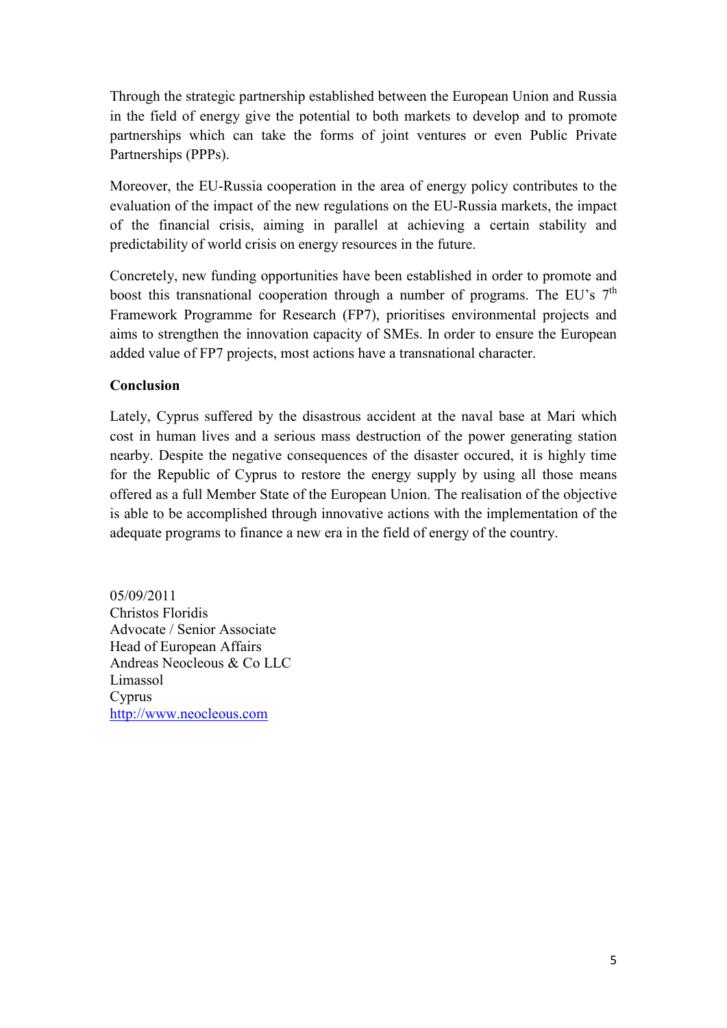Through the strategic partnership established between the European Union and Russia in the field of energy give the potential to both markets to develop and to promote partnerships which can take the forms of joint ventures or even Public Private Partnerships (PPPs).

Moreover, the EU-Russia cooperation in the area of energy policy contributes to the evaluation of the impact of the new regulations on the EU-Russia markets, the impact of the financial crisis, aiming in parallel at achieving a certain stability and predictability of world crisis on energy resources in the future.

Concretely, new funding opportunities have been established in order to promote and boost this transnational cooperation through a number of programs. The EU's 7$^{th}$ Framework Programme for Research (FP7), prioritises environmental projects and aims to strengthen the innovation capacity of SMEs. In order to ensure the European added value of FP7 projects, most actions have a transnational character.

**Conclusion**

Lately, Cyprus suffered by the disastrous accident at the naval base at Mari which cost in human lives and a serious mass destruction of the power generating station nearby. Despite the negative consequences of the disaster occured, it is highly time for the Republic of Cyprus to restore the energy supply by using all those means offered as a full Member State of the European Union. The realisation of the objective is able to be accomplished through innovative actions with the implementation of the adequate programs to finance a new era in the field of energy of the country.

05/09/2011
Christos Floridis
Advocate / Senior Associate
Head of European Affairs
Andreas Neocleous & Co LLC
Limassol
Cyprus
http://www.neocleous.com